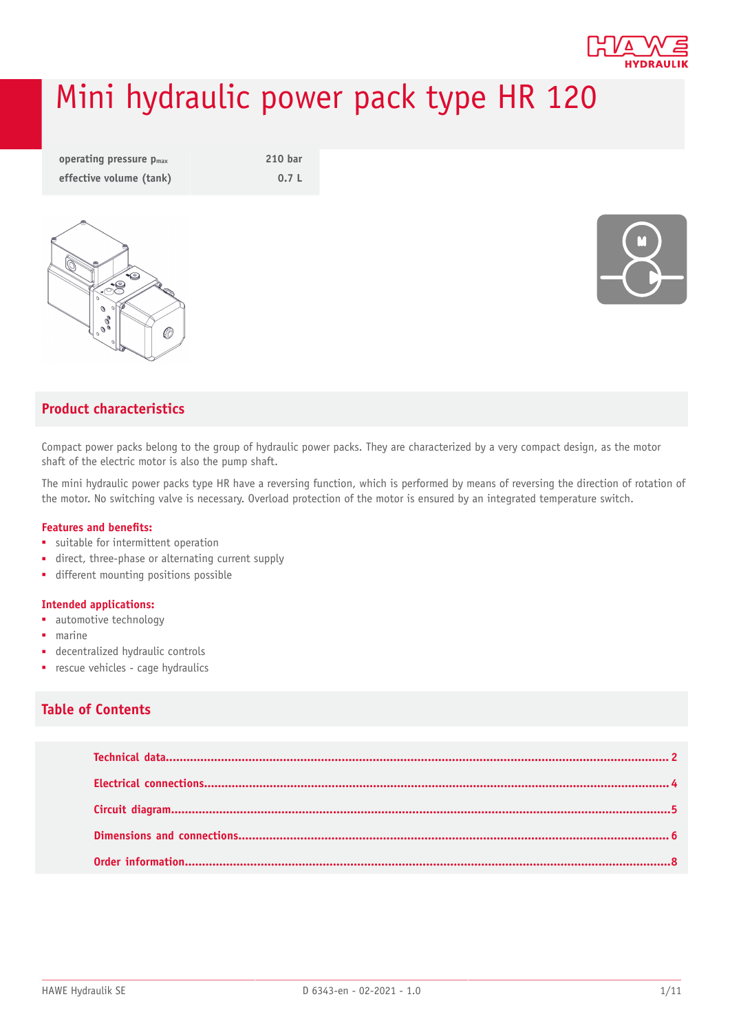# Mini hydraulic power pack type HR 120

| operating pressure $p_{max}$ | 210 bar |
|---|---|
| effective volume (tank) | 0.7 L |

## Product characteristics

Compact power packs belong to the group of hydraulic power packs. They are characterized by a very compact design, as the motor shaft of the electric motor is also the pump shaft.

The mini hydraulic power packs type HR have a reversing function, which is performed by means of reversing the direction of rotation of the motor. No switching valve is necessary. Overload protection of the motor is ensured by an integrated temperature switch.

**Features and benefits:**

- suitable for intermittent operation
- direct, three-phase or alternating current supply
- different mounting positions possible

**Intended applications:**

- automotive technology
- marine
- decentralized hydraulic controls
- rescue vehicles - cage hydraulics

## Table of Contents

- Technical data........ 2
- Electrical connections........ 4
- Circuit diagram........ 5
- Dimensions and connections........ 6
- Order information........ 8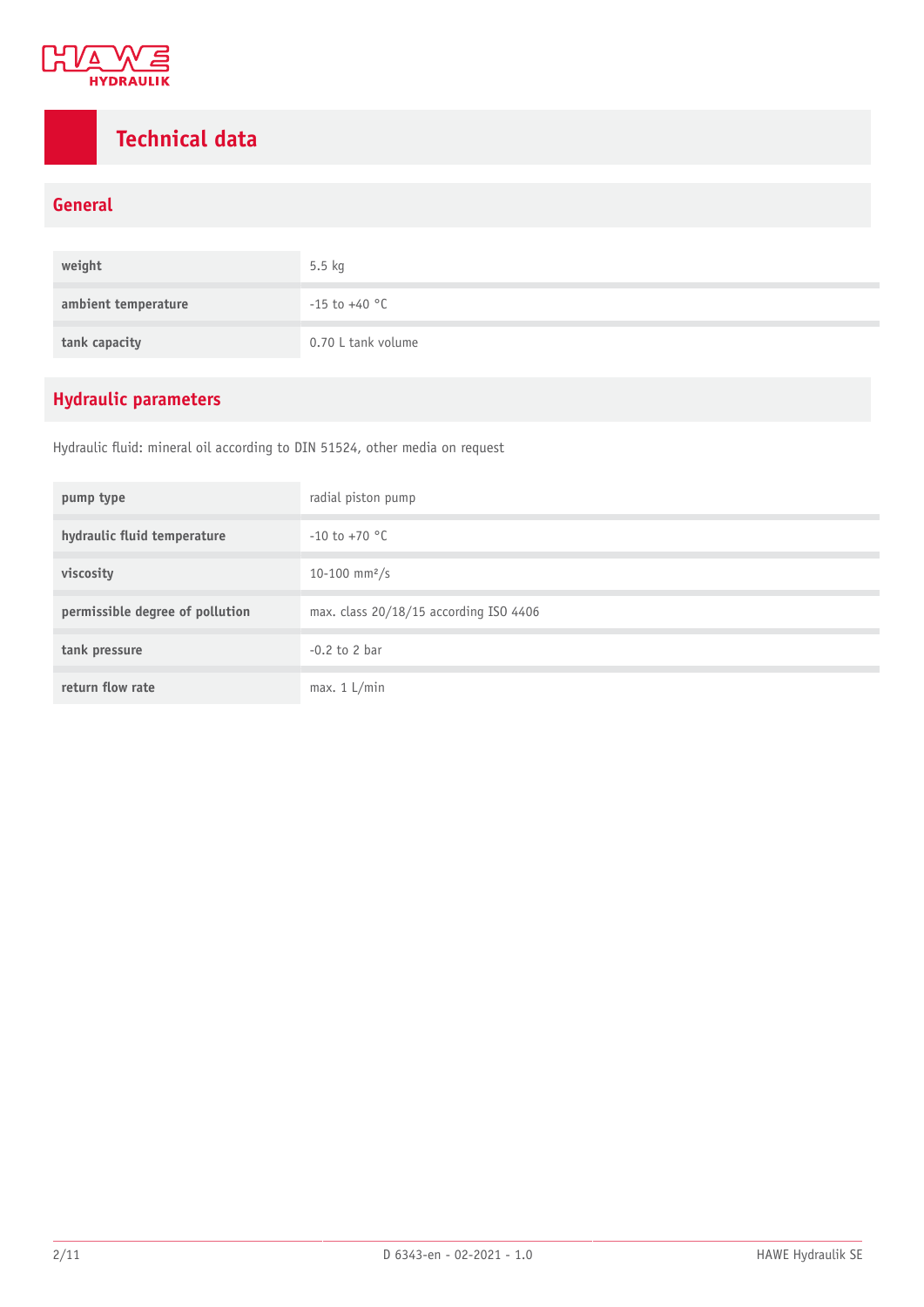# Technical data

## General

| | |
|---|---|
| **weight** | 5.5 kg |
| **ambient temperature** | -15 to +40 °C |
| **tank capacity** | 0.70 L tank volume |

## Hydraulic parameters

Hydraulic fluid: mineral oil according to DIN 51524, other media on request

| | |
|---|---|
| **pump type** | radial piston pump |
| **hydraulic fluid temperature** | -10 to +70 °C |
| **viscosity** | 10-100 $mm^2/s$ |
| **permissible degree of pollution** | max. class 20/18/15 according ISO 4406 |
| **tank pressure** | -0.2 to 2 bar |
| **return flow rate** | max. 1 L/min |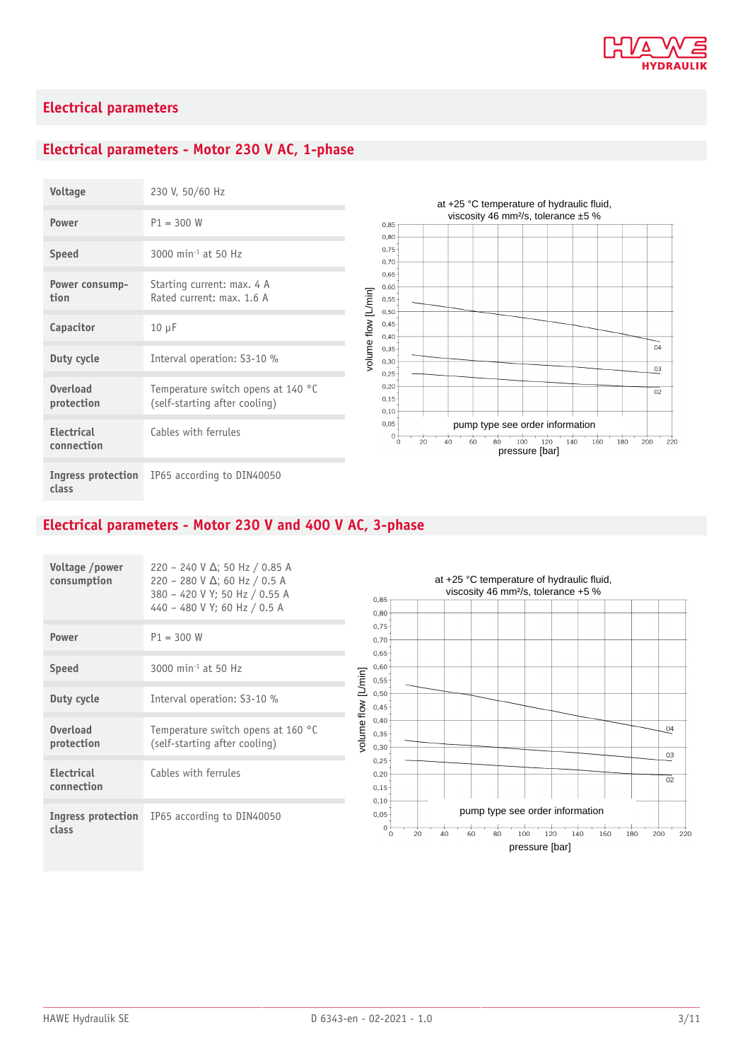## Electrical parameters

### Electrical parameters - Motor 230 V AC, 1-phase

| | |
|---|---|
| **Voltage** | 230 V, 50/60 Hz |
| **Power** | P1 = 300 W |
| **Speed** | 3000 min$^{-1}$ at 50 Hz |
| **Power consump-tion** | Starting current: max. 4 A<br>Rated current: max. 1.6 A |
| **Capacitor** | 10 µF |
| **Duty cycle** | Interval operation: S3-10 % |
| **Overload protection** | Temperature switch opens at 140 °C<br>(self-starting after cooling) |
| **Electrical connection** | Cables with ferrules |
| **Ingress protection class** | IP65 according to DIN40050 |

at +25 °C temperature of hydraulic fluid, viscosity 46 mm²/s, tolerance ±5 %

volume flow [L/min] vs. pressure [bar]; curves 04, 03, 02

pump type see order information

### Electrical parameters - Motor 230 V and 400 V AC, 3-phase

| | |
|---|---|
| **Voltage /power consumption** | 220 – 240 V Δ; 50 Hz / 0.85 A<br>220 – 280 V Δ; 60 Hz / 0.5 A<br>380 – 420 V Y; 50 Hz / 0.55 A<br>440 – 480 V Y; 60 Hz / 0.5 A |
| **Power** | P1 = 300 W |
| **Speed** | 3000 min$^{-1}$ at 50 Hz |
| **Duty cycle** | Interval operation: S3-10 % |
| **Overload protection** | Temperature switch opens at 160 °C<br>(self-starting after cooling) |
| **Electrical connection** | Cables with ferrules |
| **Ingress protection class** | IP65 according to DIN40050 |

at +25 °C temperature of hydraulic fluid, viscosity 46 mm²/s, tolerance +5 %

volume flow [L/min] vs. pressure [bar]; curves 04, 03, 02

pump type see order information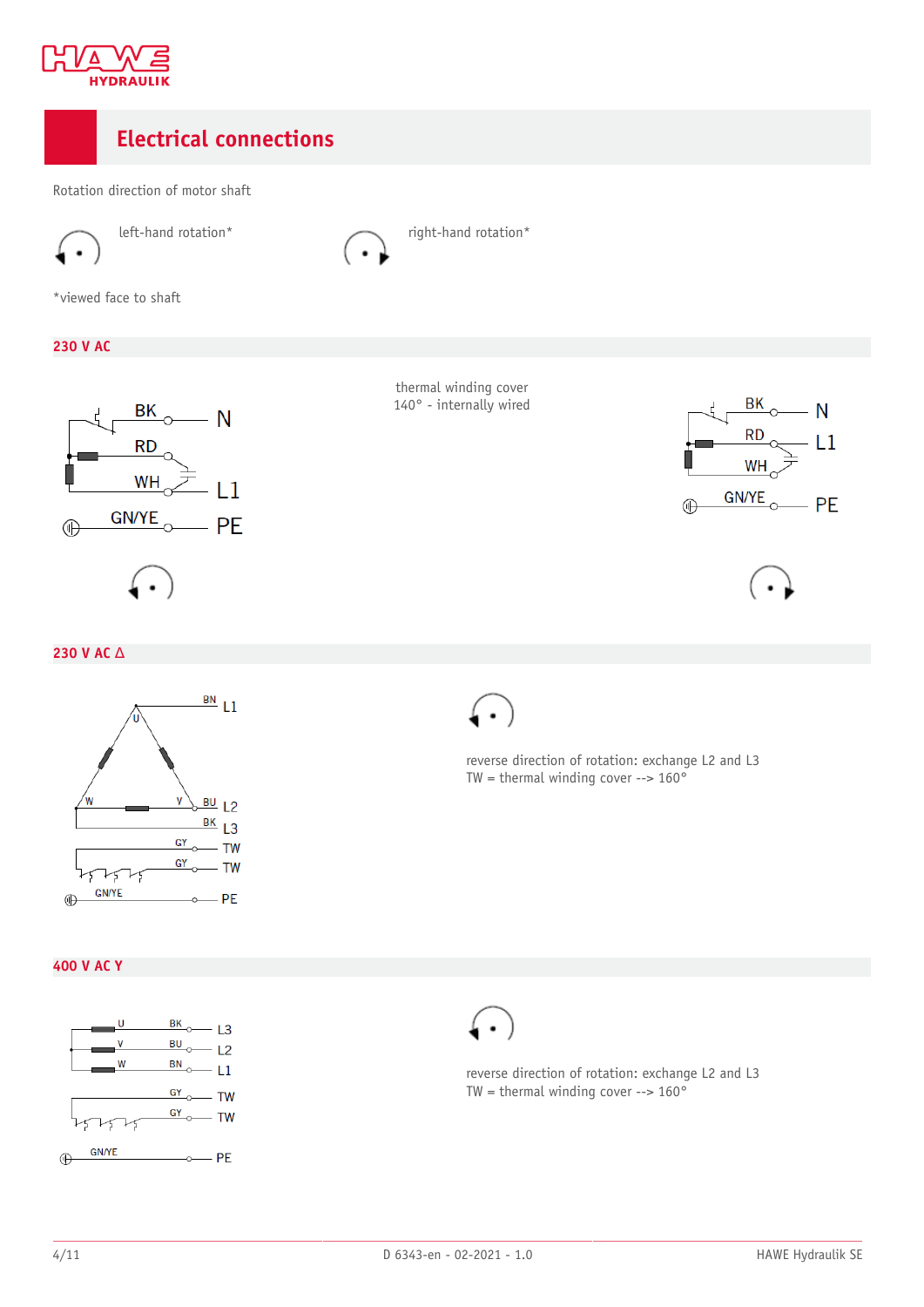## Electrical connections

Rotation direction of motor shaft

left-hand rotation*

right-hand rotation*

*viewed face to shaft

### 230 V AC

BK N

RD

WH L1

GN/YE PE

thermal winding cover 140° - internally wired

BK N

RD L1

WH

GN/YE PE

### 230 V AC Δ

BN L1

U

W V BU L2

BK L3

GY TW

GY TW

GN/YE PE

reverse direction of rotation: exchange L2 and L3
TW = thermal winding cover --> 160°

### 400 V AC Y

U BK L3

V BU L2

W BN L1

GY TW

GY TW

GN/YE PE

reverse direction of rotation: exchange L2 and L3
TW = thermal winding cover --> 160°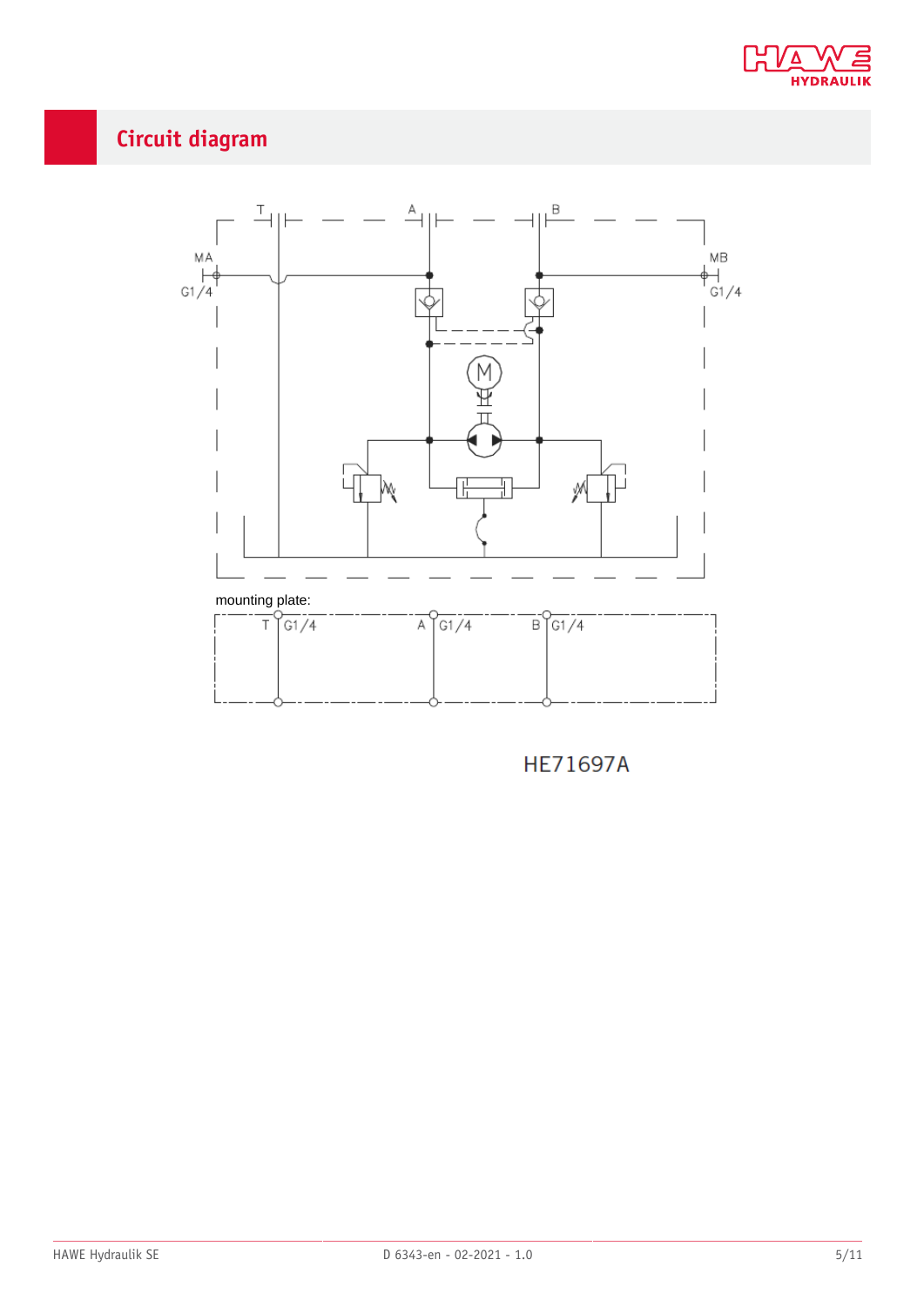## Circuit diagram

T A B

MA
G1/4

MB
G1/4

mounting plate:

T G1/4 A G1/4 B G1/4

HE71697A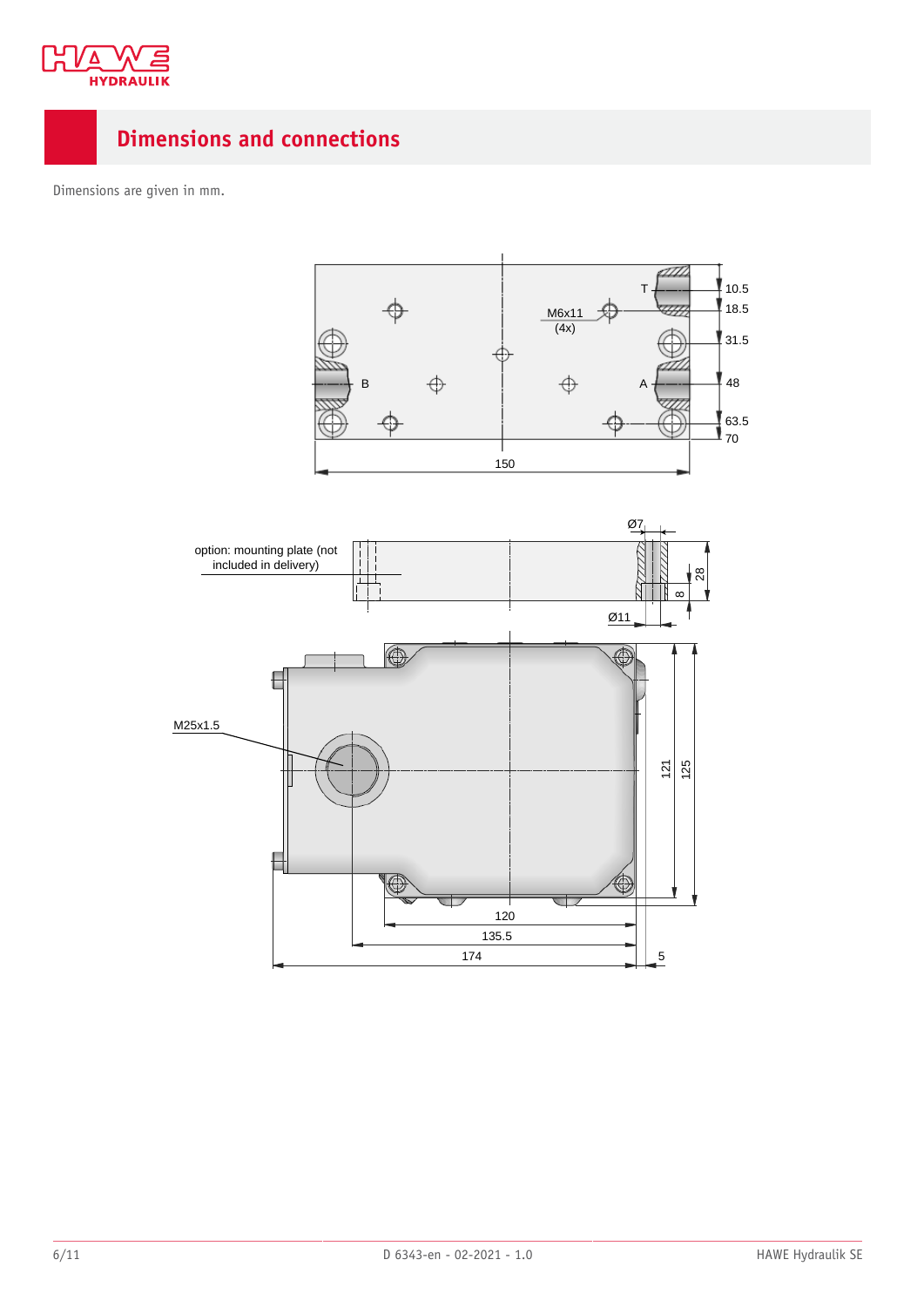## Dimensions and connections

Dimensions are given in mm.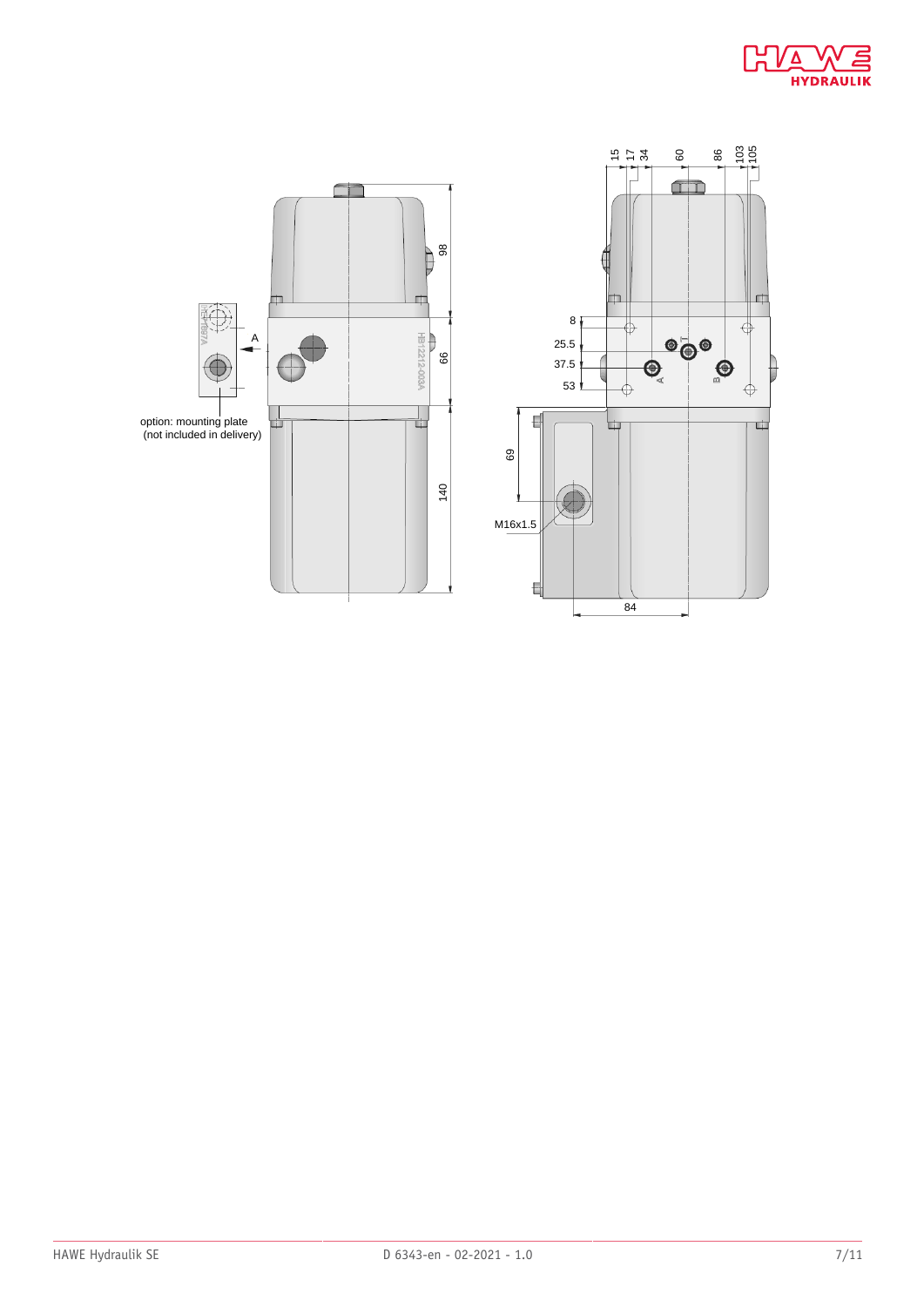option: mounting plate
(not included in delivery)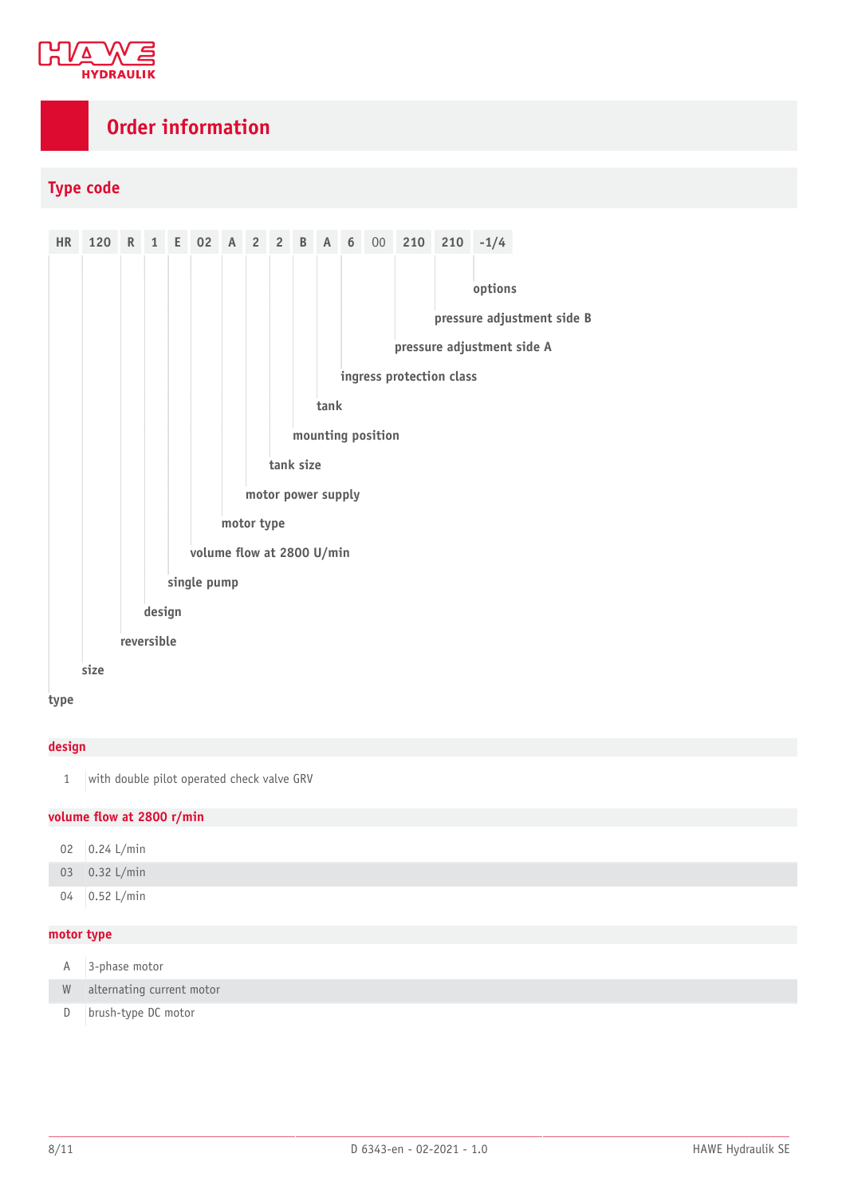# Order information

## Type code

| HR | 120 | R | 1 | E | 02 | A | 2 | 2 | B | A | 6 | 00 | 210 | 210 | -1/4 |
|---|---|---|---|---|---|---|---|---|---|---|---|---|---|---|---|

- HR – type
- 120 – size
- R – reversible
- 1 – design
- E – single pump
- 02 – volume flow at 2800 U/min
- A – motor type
- 2 – motor power supply
- 2 – tank size
- B – mounting position
- A – tank
- 6 – ingress protection class
- 210 – pressure adjustment side A
- 210 – pressure adjustment side B
- -1/4 – options

### design

| | |
|---|---|
| 1 | with double pilot operated check valve GRV |

### volume flow at 2800 r/min

| | |
|---|---|
| 02 | 0.24 L/min |
| 03 | 0.32 L/min |
| 04 | 0.52 L/min |

### motor type

| | |
|---|---|
| A | 3-phase motor |
| W | alternating current motor |
| D | brush-type DC motor |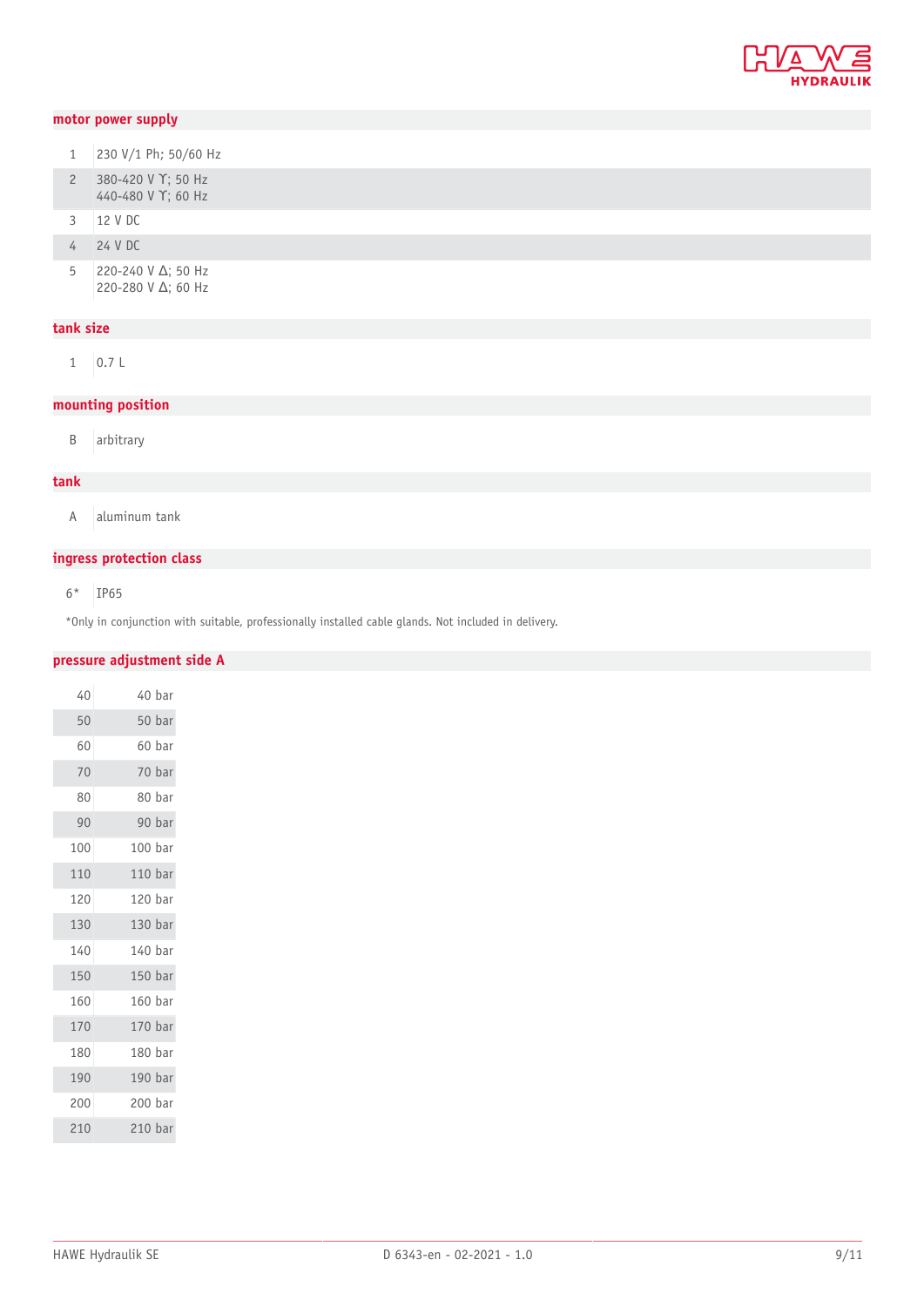## motor power supply

| | |
|---|---|
| 1 | 230 V/1 Ph; 50/60 Hz |
| 2 | 380-420 V Ƴ; 50 Hz<br>440-480 V Ƴ; 60 Hz |
| 3 | 12 V DC |
| 4 | 24 V DC |
| 5 | 220-240 V Δ; 50 Hz<br>220-280 V Δ; 60 Hz |

## tank size

| | |
|---|---|
| 1 | 0.7 L |

## mounting position

| | |
|---|---|
| B | arbitrary |

## tank

| | |
|---|---|
| A | aluminum tank |

## ingress protection class

| | |
|---|---|
| 6* | IP65 |

*Only in conjunction with suitable, professionally installed cable glands. Not included in delivery.

## pressure adjustment side A

| | |
|---|---|
| 40 | 40 bar |
| 50 | 50 bar |
| 60 | 60 bar |
| 70 | 70 bar |
| 80 | 80 bar |
| 90 | 90 bar |
| 100 | 100 bar |
| 110 | 110 bar |
| 120 | 120 bar |
| 130 | 130 bar |
| 140 | 140 bar |
| 150 | 150 bar |
| 160 | 160 bar |
| 170 | 170 bar |
| 180 | 180 bar |
| 190 | 190 bar |
| 200 | 200 bar |
| 210 | 210 bar |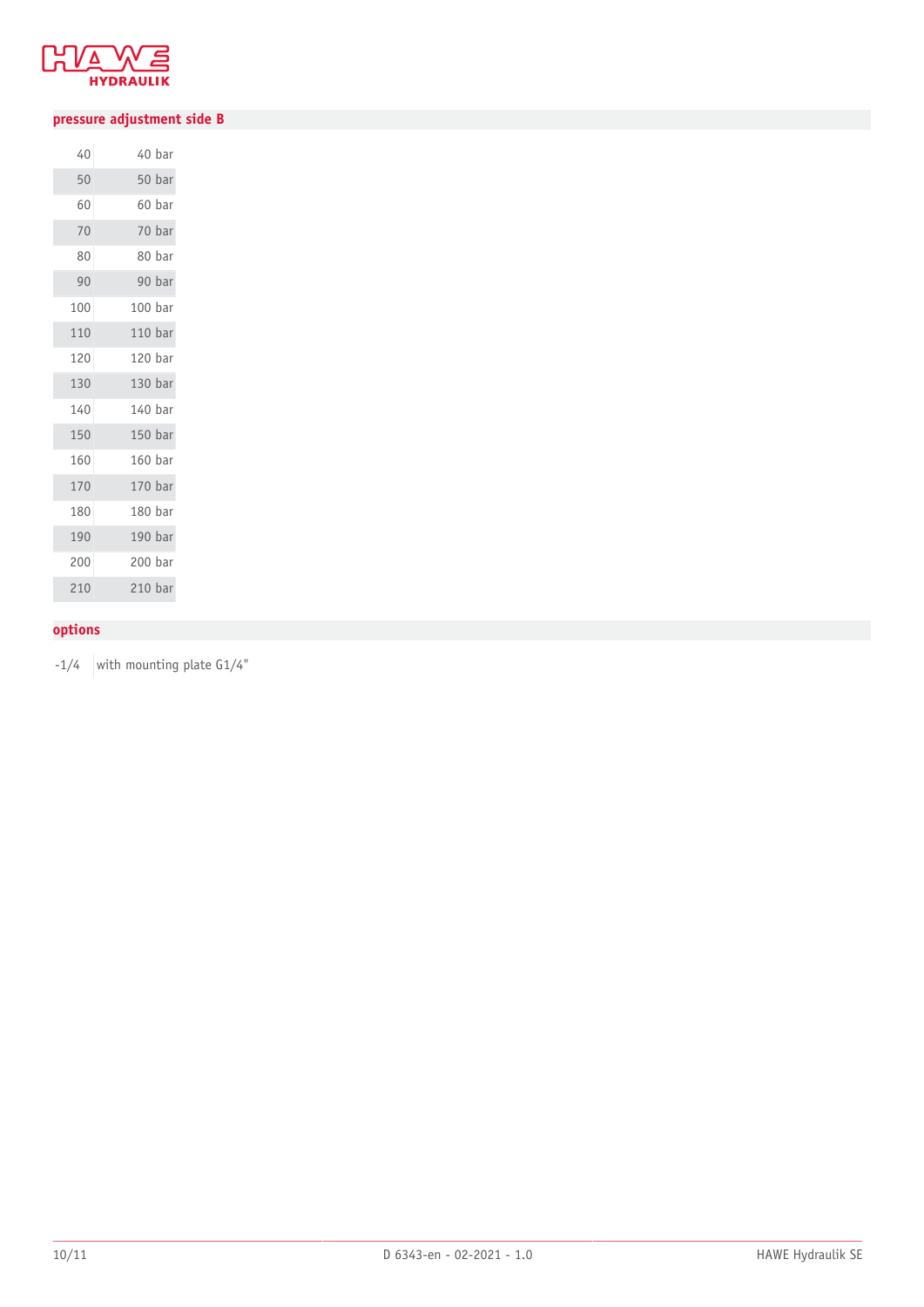## pressure adjustment side B

| | |
|---|---|
| 40 | 40 bar |
| 50 | 50 bar |
| 60 | 60 bar |
| 70 | 70 bar |
| 80 | 80 bar |
| 90 | 90 bar |
| 100 | 100 bar |
| 110 | 110 bar |
| 120 | 120 bar |
| 130 | 130 bar |
| 140 | 140 bar |
| 150 | 150 bar |
| 160 | 160 bar |
| 170 | 170 bar |
| 180 | 180 bar |
| 190 | 190 bar |
| 200 | 200 bar |
| 210 | 210 bar |

## options

| | |
|---|---|
| -1/4 | with mounting plate G1/4" |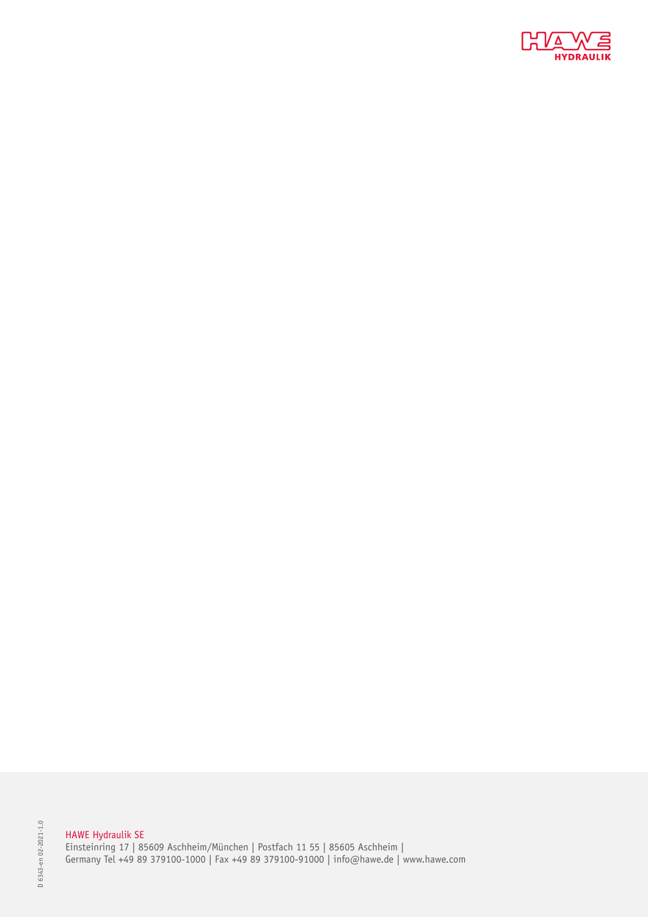HAWE Hydraulik SE
Einsteinring 17 | 85609 Aschheim/München | Postfach 11 55 | 85605 Aschheim | Germany Tel +49 89 379100-1000 | Fax +49 89 379100-91000 | info@hawe.de | www.hawe.com

D 6343-en 02-2021-1.0